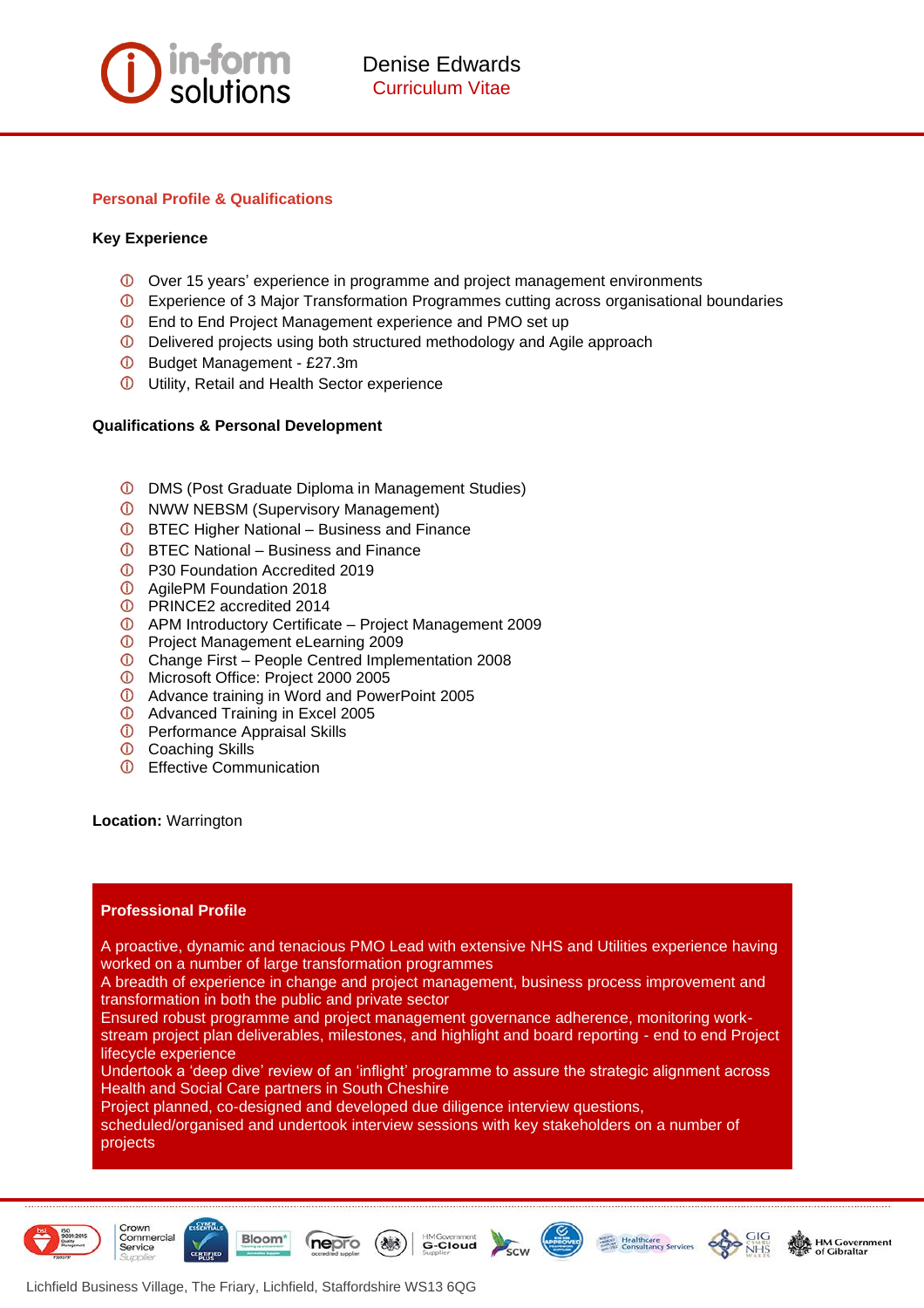# Denise Edwards
Curriculum Vitae

## Personal Profile & Qualifications

### Key Experience

- Over 15 years' experience in programme and project management environments
- Experience of 3 Major Transformation Programmes cutting across organisational boundaries
- End to End Project Management experience and PMO set up
- Delivered projects using both structured methodology and Agile approach
- Budget Management - £27.3m
- Utility, Retail and Health Sector experience

### Qualifications & Personal Development

- DMS (Post Graduate Diploma in Management Studies)
- NWW NEBSM (Supervisory Management)
- BTEC Higher National – Business and Finance
- BTEC National – Business and Finance
- P30 Foundation Accredited 2019
- AgilePM Foundation 2018
- PRINCE2 accredited 2014
- APM Introductory Certificate – Project Management 2009
- Project Management eLearning 2009
- Change First – People Centred Implementation 2008
- Microsoft Office: Project 2000 2005
- Advance training in Word and PowerPoint 2005
- Advanced Training in Excel 2005
- Performance Appraisal Skills
- Coaching Skills
- Effective Communication

**Location:** Warrington

## Professional Profile

A proactive, dynamic and tenacious PMO Lead with extensive NHS and Utilities experience having worked on a number of large transformation programmes
A breadth of experience in change and project management, business process improvement and transformation in both the public and private sector
Ensured robust programme and project management governance adherence, monitoring work-stream project plan deliverables, milestones, and highlight and board reporting - end to end Project lifecycle experience
Undertook a 'deep dive' review of an 'inflight' programme to assure the strategic alignment across Health and Social Care partners in South Cheshire
Project planned, co-designed and developed due diligence interview questions, scheduled/organised and undertook interview sessions with key stakeholders on a number of projects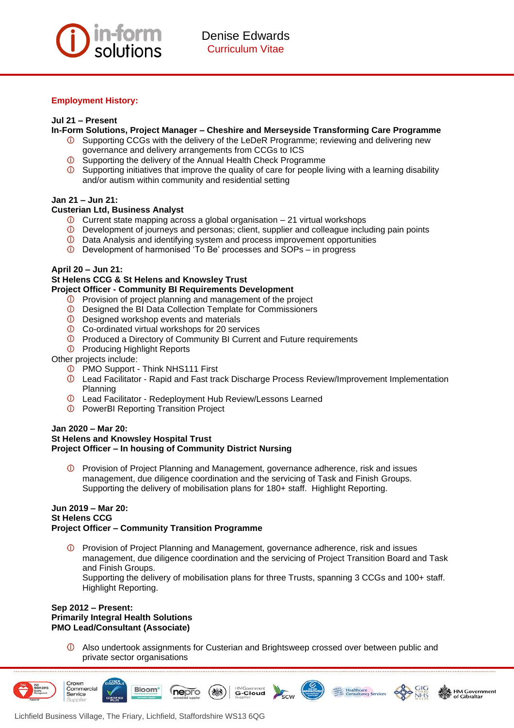## Employment History:

**Jul 21 – Present**
**In-Form Solutions, Project Manager – Cheshire and Merseyside Transforming Care Programme**

- Supporting CCGs with the delivery of the LeDeR Programme; reviewing and delivering new governance and delivery arrangements from CCGs to ICS
- Supporting the delivery of the Annual Health Check Programme
- Supporting initiatives that improve the quality of care for people living with a learning disability and/or autism within community and residential setting

**Jan 21 – Jun 21:**
**Custerian Ltd, Business Analyst**

- Current state mapping across a global organisation – 21 virtual workshops
- Development of journeys and personas; client, supplier and colleague including pain points
- Data Analysis and identifying system and process improvement opportunities
- Development of harmonised 'To Be' processes and SOPs – in progress

**April 20 – Jun 21:**
**St Helens CCG & St Helens and Knowsley Trust**
**Project Officer - Community BI Requirements Development**

- Provision of project planning and management of the project
- Designed the BI Data Collection Template for Commissioners
- Designed workshop events and materials
- Co-ordinated virtual workshops for 20 services
- Produced a Directory of Community BI Current and Future requirements
- Producing Highlight Reports

Other projects include:

- PMO Support - Think NHS111 First
- Lead Facilitator - Rapid and Fast track Discharge Process Review/Improvement Implementation Planning
- Lead Facilitator - Redeployment Hub Review/Lessons Learned
- PowerBI Reporting Transition Project

**Jan 2020 – Mar 20:**
**St Helens and Knowsley Hospital Trust**
**Project Officer – In housing of Community District Nursing**

- Provision of Project Planning and Management, governance adherence, risk and issues management, due diligence coordination and the servicing of Task and Finish Groups. Supporting the delivery of mobilisation plans for 180+ staff. Highlight Reporting.

**Jun 2019 – Mar 20:**
**St Helens CCG**
**Project Officer – Community Transition Programme**

- Provision of Project Planning and Management, governance adherence, risk and issues management, due diligence coordination and the servicing of Project Transition Board and Task and Finish Groups.
  Supporting the delivery of mobilisation plans for three Trusts, spanning 3 CCGs and 100+ staff. Highlight Reporting.

**Sep 2012 – Present:**
**Primarily Integral Health Solutions**
**PMO Lead/Consultant (Associate)**

- Also undertook assignments for Custerian and Brightsweep crossed over between public and private sector organisations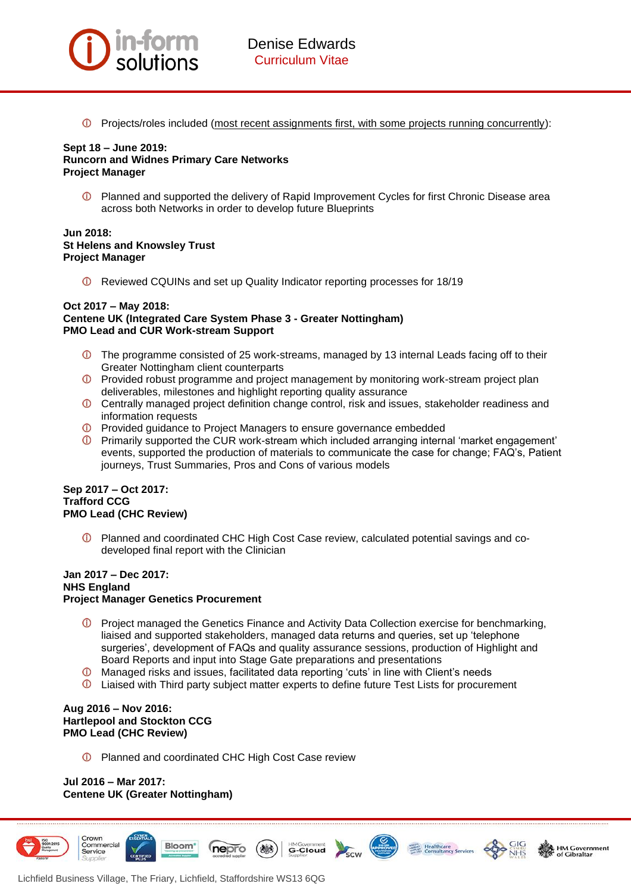- Projects/roles included (most recent assignments first, with some projects running concurrently):

**Sept 18 – June 2019:**
**Runcorn and Widnes Primary Care Networks**
**Project Manager**

- Planned and supported the delivery of Rapid Improvement Cycles for first Chronic Disease area across both Networks in order to develop future Blueprints

**Jun 2018:**
**St Helens and Knowsley Trust**
**Project Manager**

- Reviewed CQUINs and set up Quality Indicator reporting processes for 18/19

**Oct 2017 – May 2018:**
**Centene UK (Integrated Care System Phase 3 - Greater Nottingham)**
**PMO Lead and CUR Work-stream Support**

- The programme consisted of 25 work-streams, managed by 13 internal Leads facing off to their Greater Nottingham client counterparts
- Provided robust programme and project management by monitoring work-stream project plan deliverables, milestones and highlight reporting quality assurance
- Centrally managed project definition change control, risk and issues, stakeholder readiness and information requests
- Provided guidance to Project Managers to ensure governance embedded
- Primarily supported the CUR work-stream which included arranging internal 'market engagement' events, supported the production of materials to communicate the case for change; FAQ's, Patient journeys, Trust Summaries, Pros and Cons of various models

**Sep 2017 – Oct 2017:**
**Trafford CCG**
**PMO Lead (CHC Review)**

- Planned and coordinated CHC High Cost Case review, calculated potential savings and co-developed final report with the Clinician

**Jan 2017 – Dec 2017:**
**NHS England**
**Project Manager Genetics Procurement**

- Project managed the Genetics Finance and Activity Data Collection exercise for benchmarking, liaised and supported stakeholders, managed data returns and queries, set up 'telephone surgeries', development of FAQs and quality assurance sessions, production of Highlight and Board Reports and input into Stage Gate preparations and presentations
- Managed risks and issues, facilitated data reporting 'cuts' in line with Client's needs
- Liaised with Third party subject matter experts to define future Test Lists for procurement

**Aug 2016 – Nov 2016:**
**Hartlepool and Stockton CCG**
**PMO Lead (CHC Review)**

- Planned and coordinated CHC High Cost Case review

**Jul 2016 – Mar 2017:**
**Centene UK (Greater Nottingham)**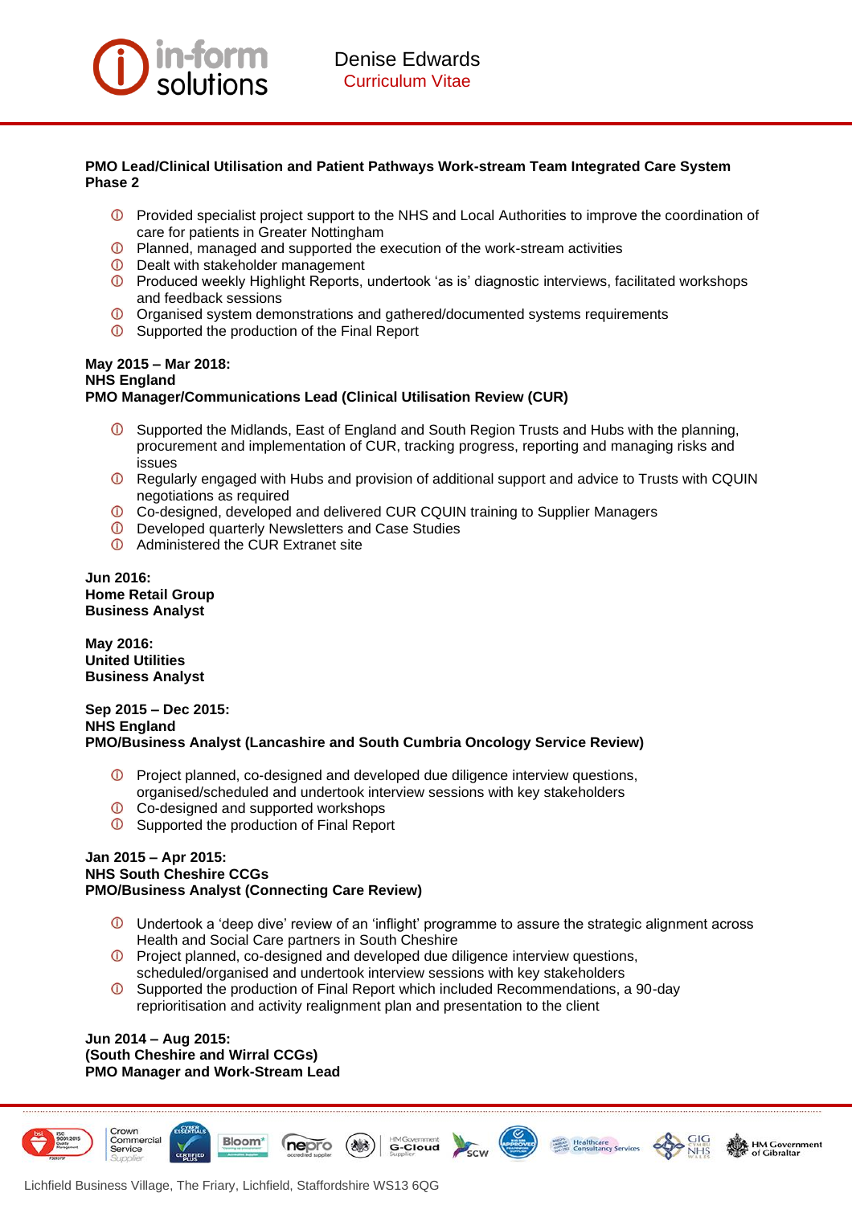**PMO Lead/Clinical Utilisation and Patient Pathways Work-stream Team Integrated Care System Phase 2**

- Provided specialist project support to the NHS and Local Authorities to improve the coordination of care for patients in Greater Nottingham
- Planned, managed and supported the execution of the work-stream activities
- Dealt with stakeholder management
- Produced weekly Highlight Reports, undertook 'as is' diagnostic interviews, facilitated workshops and feedback sessions
- Organised system demonstrations and gathered/documented systems requirements
- Supported the production of the Final Report

**May 2015 – Mar 2018:**
**NHS England**
**PMO Manager/Communications Lead (Clinical Utilisation Review (CUR)**

- Supported the Midlands, East of England and South Region Trusts and Hubs with the planning, procurement and implementation of CUR, tracking progress, reporting and managing risks and issues
- Regularly engaged with Hubs and provision of additional support and advice to Trusts with CQUIN negotiations as required
- Co-designed, developed and delivered CUR CQUIN training to Supplier Managers
- Developed quarterly Newsletters and Case Studies
- Administered the CUR Extranet site

**Jun 2016:**
**Home Retail Group**
**Business Analyst**

**May 2016:**
**United Utilities**
**Business Analyst**

**Sep 2015 – Dec 2015:**
**NHS England**
**PMO/Business Analyst (Lancashire and South Cumbria Oncology Service Review)**

- Project planned, co-designed and developed due diligence interview questions, organised/scheduled and undertook interview sessions with key stakeholders
- Co-designed and supported workshops
- Supported the production of Final Report

**Jan 2015 – Apr 2015:**
**NHS South Cheshire CCGs**
**PMO/Business Analyst (Connecting Care Review)**

- Undertook a 'deep dive' review of an 'inflight' programme to assure the strategic alignment across Health and Social Care partners in South Cheshire
- Project planned, co-designed and developed due diligence interview questions, scheduled/organised and undertook interview sessions with key stakeholders
- Supported the production of Final Report which included Recommendations, a 90-day reprioritisation and activity realignment plan and presentation to the client

**Jun 2014 – Aug 2015:**
**(South Cheshire and Wirral CCGs)**
**PMO Manager and Work-Stream Lead**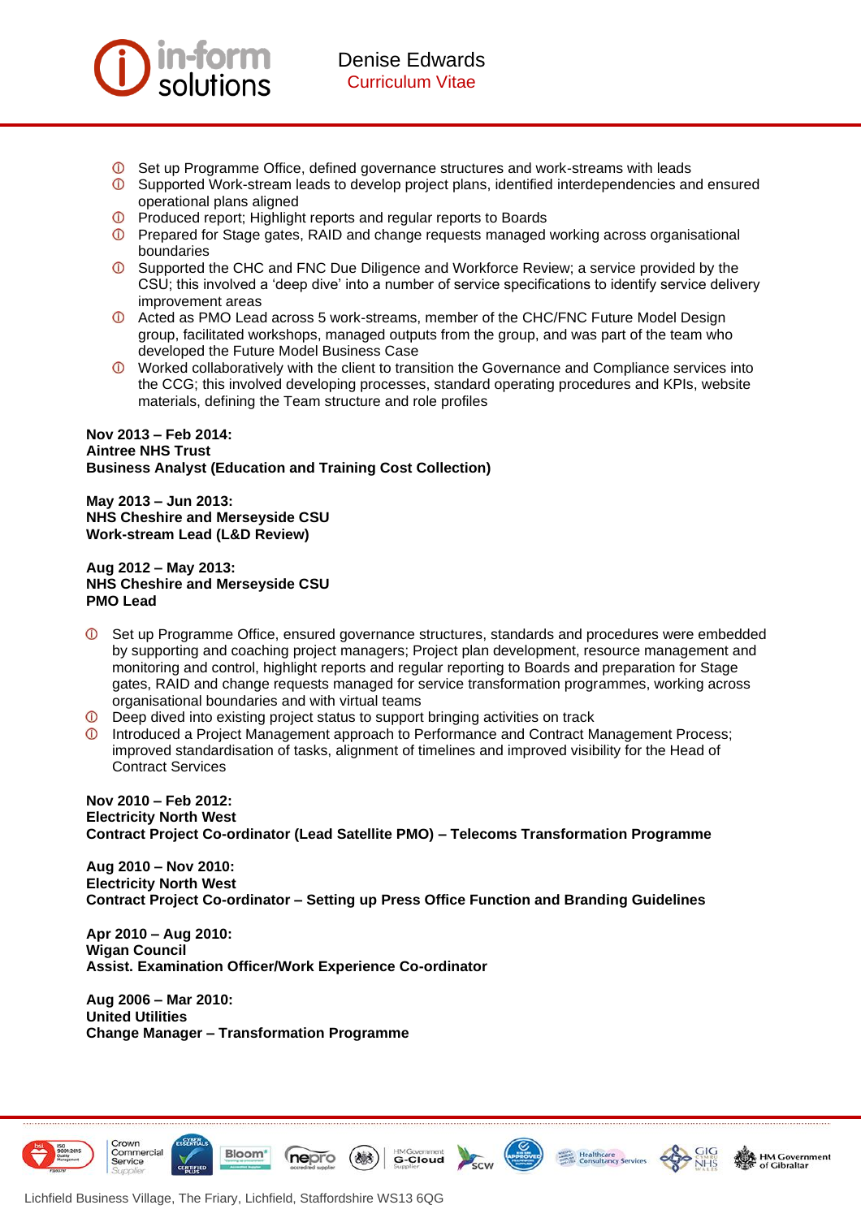- Set up Programme Office, defined governance structures and work-streams with leads
- Supported Work-stream leads to develop project plans, identified interdependencies and ensured operational plans aligned
- Produced report; Highlight reports and regular reports to Boards
- Prepared for Stage gates, RAID and change requests managed working across organisational boundaries
- Supported the CHC and FNC Due Diligence and Workforce Review; a service provided by the CSU; this involved a 'deep dive' into a number of service specifications to identify service delivery improvement areas
- Acted as PMO Lead across 5 work-streams, member of the CHC/FNC Future Model Design group, facilitated workshops, managed outputs from the group, and was part of the team who developed the Future Model Business Case
- Worked collaboratively with the client to transition the Governance and Compliance services into the CCG; this involved developing processes, standard operating procedures and KPIs, website materials, defining the Team structure and role profiles

**Nov 2013 – Feb 2014:**
**Aintree NHS Trust**
**Business Analyst (Education and Training Cost Collection)**

**May 2013 – Jun 2013:**
**NHS Cheshire and Merseyside CSU**
**Work-stream Lead (L&D Review)**

**Aug 2012 – May 2013:**
**NHS Cheshire and Merseyside CSU**
**PMO Lead**

- Set up Programme Office, ensured governance structures, standards and procedures were embedded by supporting and coaching project managers; Project plan development, resource management and monitoring and control, highlight reports and regular reporting to Boards and preparation for Stage gates, RAID and change requests managed for service transformation programmes, working across organisational boundaries and with virtual teams
- Deep dived into existing project status to support bringing activities on track
- Introduced a Project Management approach to Performance and Contract Management Process; improved standardisation of tasks, alignment of timelines and improved visibility for the Head of Contract Services

**Nov 2010 – Feb 2012:**
**Electricity North West**
**Contract Project Co-ordinator (Lead Satellite PMO) – Telecoms Transformation Programme**

**Aug 2010 – Nov 2010:**
**Electricity North West**
**Contract Project Co-ordinator – Setting up Press Office Function and Branding Guidelines**

**Apr 2010 – Aug 2010:**
**Wigan Council**
**Assist. Examination Officer/Work Experience Co-ordinator**

**Aug 2006 – Mar 2010:**
**United Utilities**
**Change Manager – Transformation Programme**